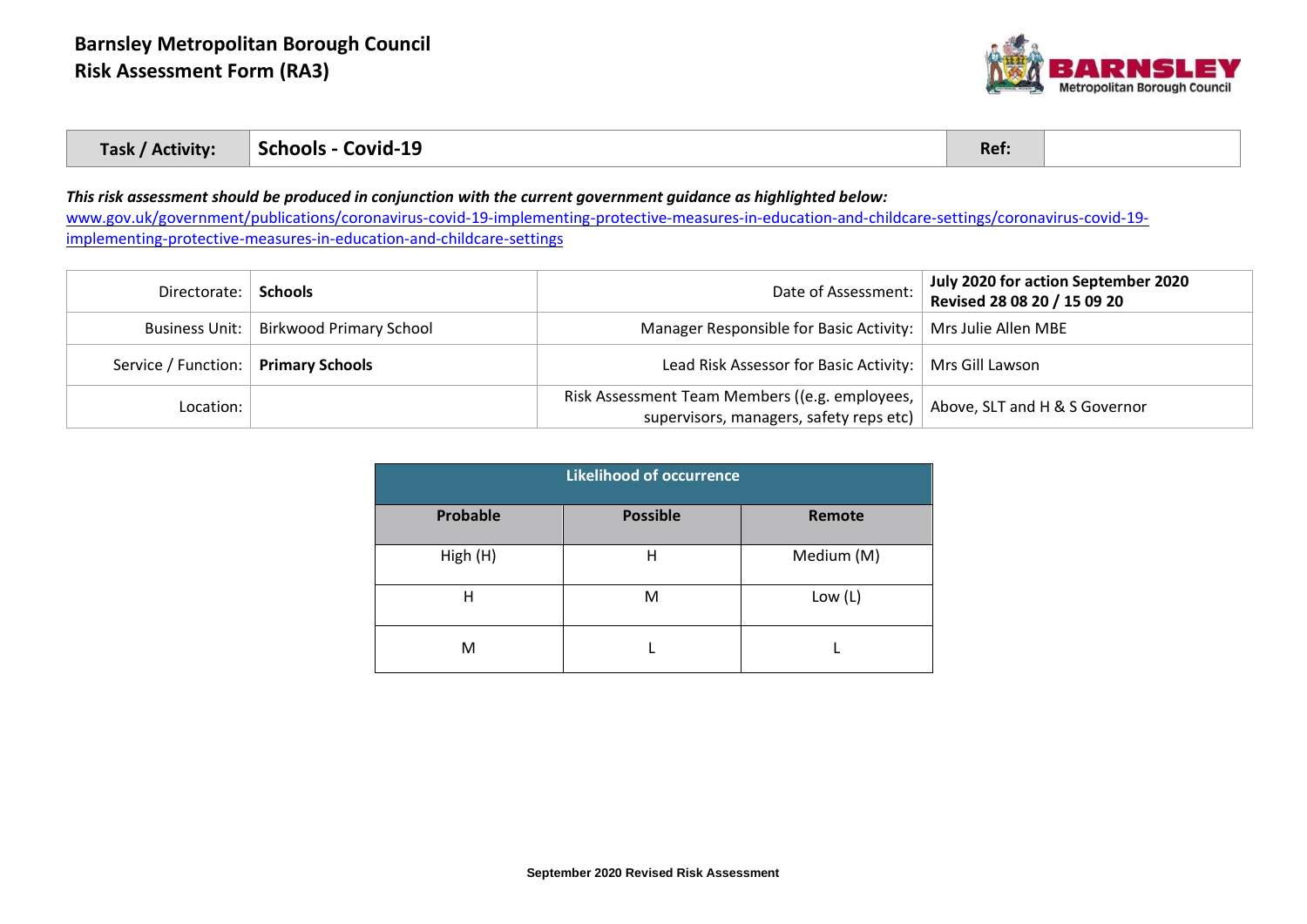# Barnsley Metropolitan Borough Council
## Risk Assessment Form (RA3)

| Task / Activity: | **Schools - Covid-19** | Ref: | |
|---|---|---|---|

***This risk assessment should be produced in conjunction with the current government guidance as highlighted below:***
[www.gov.uk/government/publications/coronavirus-covid-19-implementing-protective-measures-in-education-and-childcare-settings/coronavirus-covid-19-implementing-protective-measures-in-education-and-childcare-settings](www.gov.uk/government/publications/coronavirus-covid-19-implementing-protective-measures-in-education-and-childcare-settings/coronavirus-covid-19-implementing-protective-measures-in-education-and-childcare-settings)

| | | | |
|---|---|---|---|
| Directorate: | **Schools** | Date of Assessment: | **July 2020 for action September 2020 Revised 28 08 20 / 15 09 20** |
| Business Unit: | Birkwood Primary School | Manager Responsible for Basic Activity: | Mrs Julie Allen MBE |
| Service / Function: | **Primary Schools** | Lead Risk Assessor for Basic Activity: | Mrs Gill Lawson |
| Location: | | Risk Assessment Team Members ((e.g. employees, supervisors, managers, safety reps etc) | Above, SLT and H & S Governor |

| Likelihood of occurrence | | |
|---|---|---|
| **Probable** | **Possible** | **Remote** |
| High (H) | H | Medium (M) |
| H | M | Low (L) |
| M | L | L |

**September 2020 Revised Risk Assessment**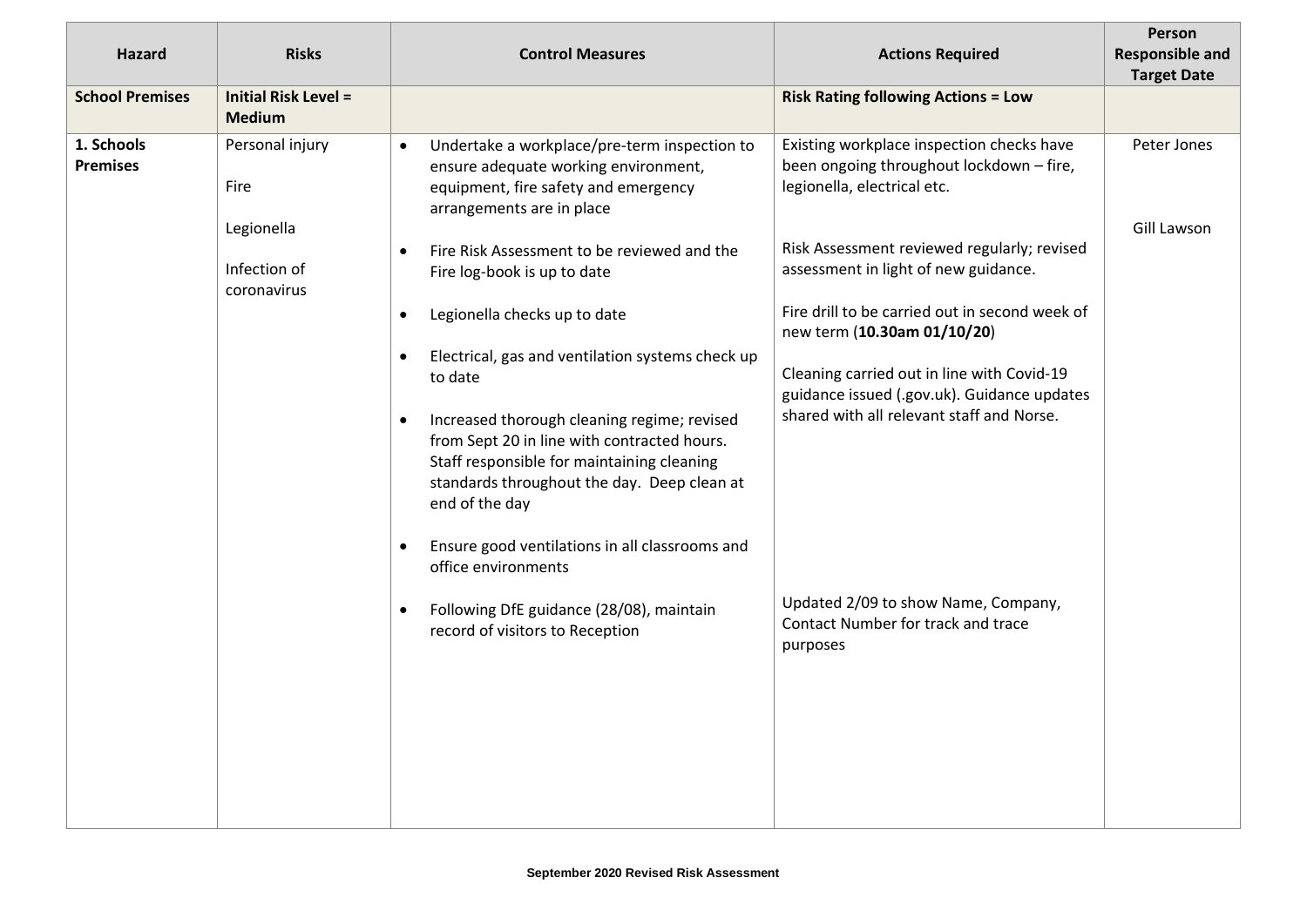| Hazard | Risks | Control Measures | Actions Required | Person Responsible and Target Date |
|---|---|---|---|---|
| **School Premises** | **Initial Risk Level = Medium** | | **Risk Rating following Actions = Low** | |
| **1. Schools Premises** | Personal injury<br><br>Fire<br><br>Legionella<br><br>Infection of coronavirus | • Undertake a workplace/pre-term inspection to ensure adequate working environment, equipment, fire safety and emergency arrangements are in place<br><br>• Fire Risk Assessment to be reviewed and the Fire log-book is up to date<br><br>• Legionella checks up to date<br><br>• Electrical, gas and ventilation systems check up to date<br><br>• Increased thorough cleaning regime; revised from Sept 20 in line with contracted hours. Staff responsible for maintaining cleaning standards throughout the day. Deep clean at end of the day<br><br>• Ensure good ventilations in all classrooms and office environments<br><br>• Following DfE guidance (28/08), maintain record of visitors to Reception | Existing workplace inspection checks have been ongoing throughout lockdown – fire, legionella, electrical etc.<br><br>Risk Assessment reviewed regularly; revised assessment in light of new guidance.<br><br>Fire drill to be carried out in second week of new term (**10.30am 01/10/20**)<br><br>Cleaning carried out in line with Covid-19 guidance issued (.gov.uk). Guidance updates shared with all relevant staff and Norse.<br><br>Updated 2/09 to show Name, Company, Contact Number for track and trace purposes | Peter Jones<br><br>Gill Lawson |

**September 2020 Revised Risk Assessment**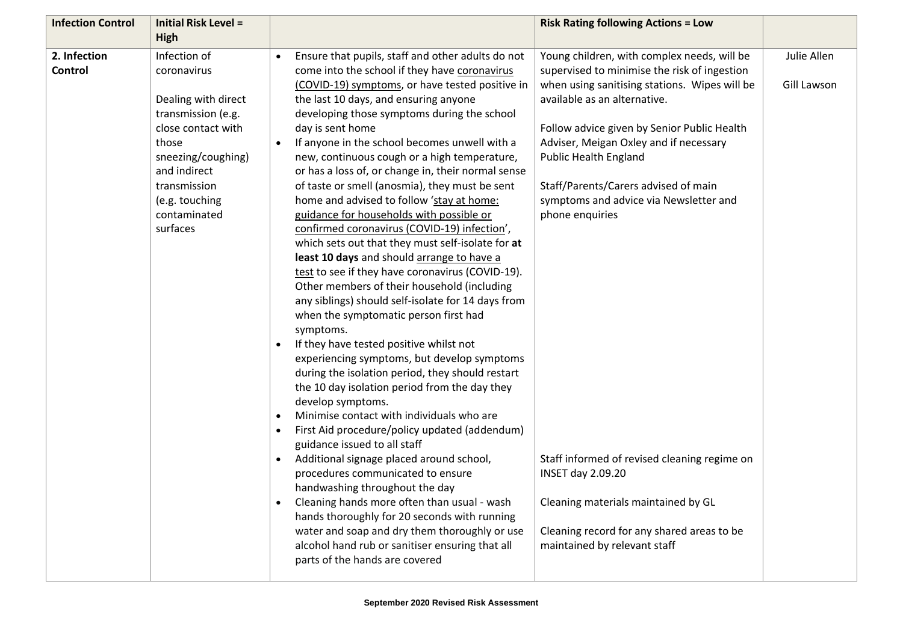| Infection Control | Initial Risk Level = High | | Risk Rating following Actions = Low | |
|---|---|---|---|---|
| **2. Infection Control** | Infection of coronavirus<br><br>Dealing with direct transmission (e.g. close contact with those sneezing/coughing) and indirect transmission (e.g. touching contaminated surfaces | • Ensure that pupils, staff and other adults do not come into the school if they have coronavirus (COVID-19) symptoms, or have tested positive in the last 10 days, and ensuring anyone developing those symptoms during the school day is sent home<br>• If anyone in the school becomes unwell with a new, continuous cough or a high temperature, or has a loss of, or change in, their normal sense of taste or smell (anosmia), they must be sent home and advised to follow 'stay at home: guidance for households with possible or confirmed coronavirus (COVID-19) infection', which sets out that they must self-isolate for **at least 10 days** and should arrange to have a test to see if they have coronavirus (COVID-19). Other members of their household (including any siblings) should self-isolate for 14 days from when the symptomatic person first had symptoms.<br>• If they have tested positive whilst not experiencing symptoms, but develop symptoms during the isolation period, they should restart the 10 day isolation period from the day they develop symptoms.<br>• Minimise contact with individuals who are<br>• First Aid procedure/policy updated (addendum) guidance issued to all staff<br>• Additional signage placed around school, procedures communicated to ensure handwashing throughout the day<br>• Cleaning hands more often than usual - wash hands thoroughly for 20 seconds with running water and soap and dry them thoroughly or use alcohol hand rub or sanitiser ensuring that all parts of the hands are covered | Young children, with complex needs, will be supervised to minimise the risk of ingestion when using sanitising stations. Wipes will be available as an alternative.<br><br>Follow advice given by Senior Public Health Adviser, Meigan Oxley and if necessary Public Health England<br><br>Staff/Parents/Carers advised of main symptoms and advice via Newsletter and phone enquiries<br><br>Staff informed of revised cleaning regime on INSET day 2.09.20<br><br>Cleaning materials maintained by GL<br><br>Cleaning record for any shared areas to be maintained by relevant staff | Julie Allen<br><br>Gill Lawson |

**September 2020 Revised Risk Assessment**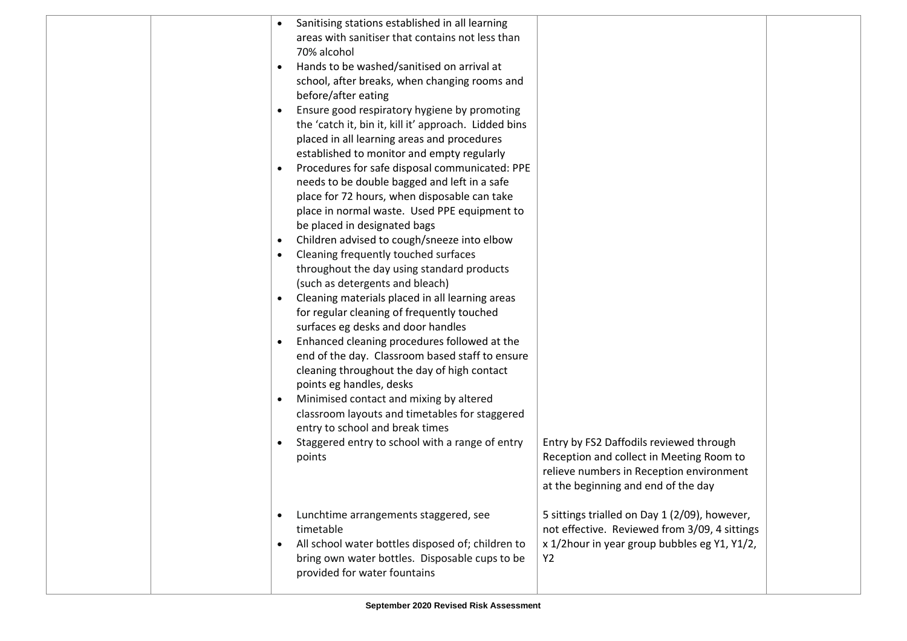| | | | | |
|---|---|---|---|---|
| | | • Sanitising stations established in all learning areas with sanitiser that contains not less than 70% alcohol<br>• Hands to be washed/sanitised on arrival at school, after breaks, when changing rooms and before/after eating<br>• Ensure good respiratory hygiene by promoting the 'catch it, bin it, kill it' approach. Lidded bins placed in all learning areas and procedures established to monitor and empty regularly<br>• Procedures for safe disposal communicated: PPE needs to be double bagged and left in a safe place for 72 hours, when disposable can take place in normal waste. Used PPE equipment to be placed in designated bags<br>• Children advised to cough/sneeze into elbow<br>• Cleaning frequently touched surfaces throughout the day using standard products (such as detergents and bleach)<br>• Cleaning materials placed in all learning areas for regular cleaning of frequently touched surfaces eg desks and door handles<br>• Enhanced cleaning procedures followed at the end of the day. Classroom based staff to ensure cleaning throughout the day of high contact points eg handles, desks<br>• Minimised contact and mixing by altered classroom layouts and timetables for staggered entry to school and break times<br>• Staggered entry to school with a range of entry points<br>• Lunchtime arrangements staggered, see timetable<br>• All school water bottles disposed of; children to bring own water bottles. Disposable cups to be provided for water fountains | Entry by FS2 Daffodils reviewed through Reception and collect in Meeting Room to relieve numbers in Reception environment at the beginning and end of the day<br><br>5 sittings trialled on Day 1 (2/09), however, not effective. Reviewed from 3/09, 4 sittings x 1/2hour in year group bubbles eg Y1, Y1/2, Y2 | |

**September 2020 Revised Risk Assessment**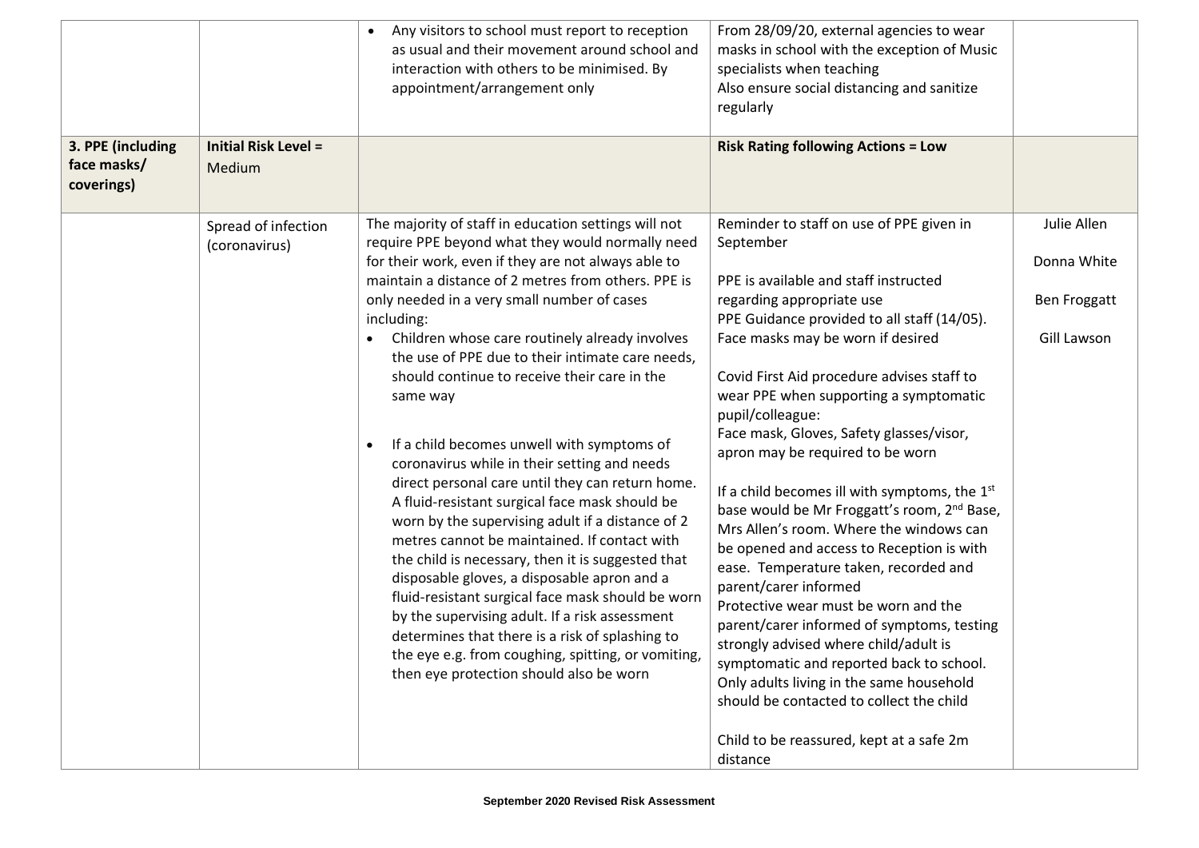| | | | | |
|---|---|---|---|---|
| | | • Any visitors to school must report to reception as usual and their movement around school and interaction with others to be minimised. By appointment/arrangement only | From 28/09/20, external agencies to wear masks in school with the exception of Music specialists when teaching<br>Also ensure social distancing and sanitize regularly | |
| **3. PPE (including face masks/ coverings)** | **Initial Risk Level =** Medium | | **Risk Rating following Actions = Low** | |
| | Spread of infection (coronavirus) | The majority of staff in education settings will not require PPE beyond what they would normally need for their work, even if they are not always able to maintain a distance of 2 metres from others. PPE is only needed in a very small number of cases including:<br>• Children whose care routinely already involves the use of PPE due to their intimate care needs, should continue to receive their care in the same way<br>• If a child becomes unwell with symptoms of coronavirus while in their setting and needs direct personal care until they can return home. A fluid-resistant surgical face mask should be worn by the supervising adult if a distance of 2 metres cannot be maintained. If contact with the child is necessary, then it is suggested that disposable gloves, a disposable apron and a fluid-resistant surgical face mask should be worn by the supervising adult. If a risk assessment determines that there is a risk of splashing to the eye e.g. from coughing, spitting, or vomiting, then eye protection should also be worn | Reminder to staff on use of PPE given in September<br><br>PPE is available and staff instructed regarding appropriate use<br>PPE Guidance provided to all staff (14/05). Face masks may be worn if desired<br><br>Covid First Aid procedure advises staff to wear PPE when supporting a symptomatic pupil/colleague:<br>Face mask, Gloves, Safety glasses/visor, apron may be required to be worn<br><br>If a child becomes ill with symptoms, the 1st base would be Mr Froggatt's room, 2nd Base, Mrs Allen's room. Where the windows can be opened and access to Reception is with ease. Temperature taken, recorded and parent/carer informed<br>Protective wear must be worn and the parent/carer informed of symptoms, testing strongly advised where child/adult is symptomatic and reported back to school. Only adults living in the same household should be contacted to collect the child<br><br>Child to be reassured, kept at a safe 2m distance | Julie Allen<br><br>Donna White<br><br>Ben Froggatt<br><br>Gill Lawson |

**September 2020 Revised Risk Assessment**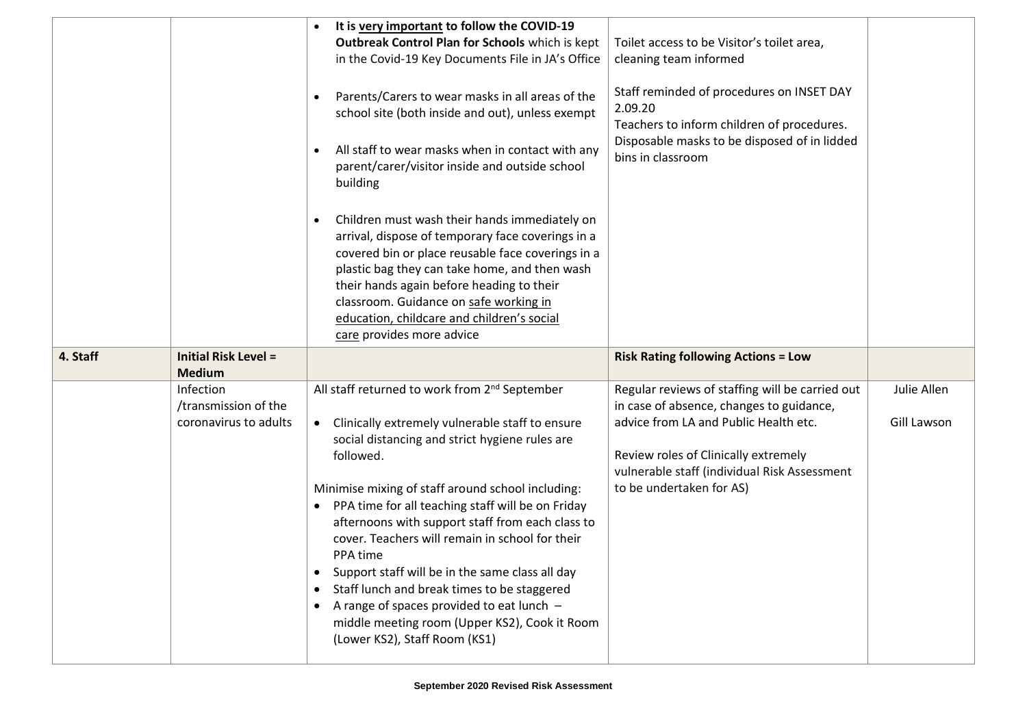| | | | | |
|---|---|---|---|---|
| | | • **It is <u>very important</u> to follow the COVID-19 Outbreak Control Plan for Schools** which is kept in the Covid-19 Key Documents File in JA's Office<br><br>• Parents/Carers to wear masks in all areas of the school site (both inside and out), unless exempt<br><br>• All staff to wear masks when in contact with any parent/carer/visitor inside and outside school building<br><br>• Children must wash their hands immediately on arrival, dispose of temporary face coverings in a covered bin or place reusable face coverings in a plastic bag they can take home, and then wash their hands again before heading to their classroom. Guidance on <u>safe working in education, childcare and children's social care</u> provides more advice | Toilet access to be Visitor's toilet area, cleaning team informed<br><br>Staff reminded of procedures on INSET DAY 2.09.20<br>Teachers to inform children of procedures.<br>Disposable masks to be disposed of in lidded bins in classroom | |
| **4. Staff** | **Initial Risk Level = Medium** | | **Risk Rating following Actions = Low** | |
| | Infection /transmission of the coronavirus to adults | All staff returned to work from 2nd September<br><br>• Clinically extremely vulnerable staff to ensure social distancing and strict hygiene rules are followed.<br><br>Minimise mixing of staff around school including:<br>• PPA time for all teaching staff will be on Friday afternoons with support staff from each class to cover. Teachers will remain in school for their PPA time<br>• Support staff will be in the same class all day<br>• Staff lunch and break times to be staggered<br>• A range of spaces provided to eat lunch – middle meeting room (Upper KS2), Cook it Room (Lower KS2), Staff Room (KS1) | Regular reviews of staffing will be carried out in case of absence, changes to guidance, advice from LA and Public Health etc.<br><br>Review roles of Clinically extremely vulnerable staff (individual Risk Assessment to be undertaken for AS) | Julie Allen<br><br>Gill Lawson |

September 2020 Revised Risk Assessment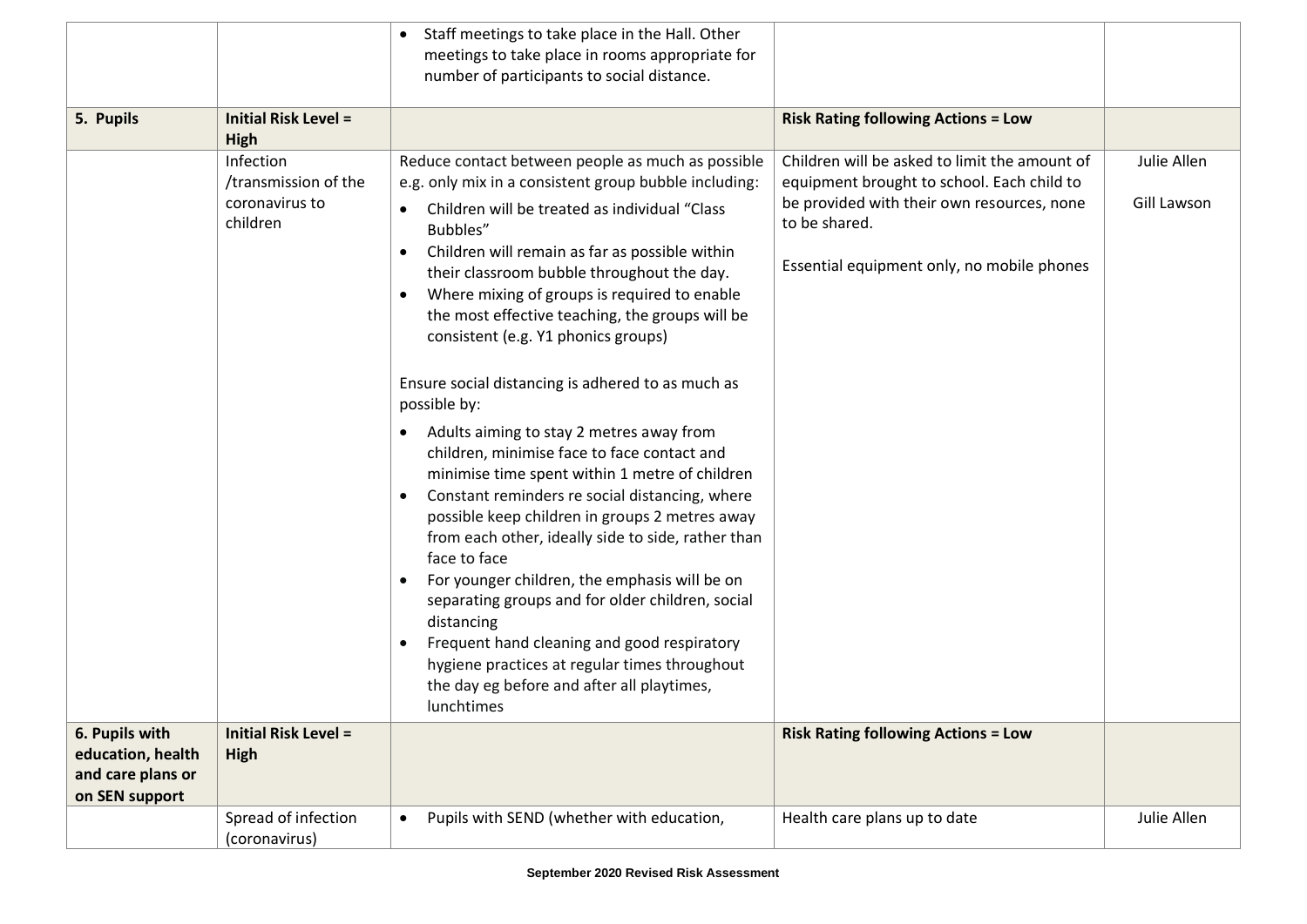| | | | | |
|---|---|---|---|---|
| | | • Staff meetings to take place in the Hall. Other meetings to take place in rooms appropriate for number of participants to social distance. | | |
| **5. Pupils** | **Initial Risk Level = High** | | **Risk Rating following Actions = Low** | |
| | Infection /transmission of the coronavirus to children | Reduce contact between people as much as possible e.g. only mix in a consistent group bubble including:<br>• Children will be treated as individual "Class Bubbles"<br>• Children will remain as far as possible within their classroom bubble throughout the day.<br>• Where mixing of groups is required to enable the most effective teaching, the groups will be consistent (e.g. Y1 phonics groups)<br><br>Ensure social distancing is adhered to as much as possible by:<br>• Adults aiming to stay 2 metres away from children, minimise face to face contact and minimise time spent within 1 metre of children<br>• Constant reminders re social distancing, where possible keep children in groups 2 metres away from each other, ideally side to side, rather than face to face<br>• For younger children, the emphasis will be on separating groups and for older children, social distancing<br>• Frequent hand cleaning and good respiratory hygiene practices at regular times throughout the day eg before and after all playtimes, lunchtimes | Children will be asked to limit the amount of equipment brought to school. Each child to be provided with their own resources, none to be shared.<br><br>Essential equipment only, no mobile phones | Julie Allen<br><br>Gill Lawson |
| **6. Pupils with education, health and care plans or on SEN support** | **Initial Risk Level = High** | | **Risk Rating following Actions = Low** | |
| | Spread of infection (coronavirus) | • Pupils with SEND (whether with education, | Health care plans up to date | Julie Allen |

**September 2020 Revised Risk Assessment**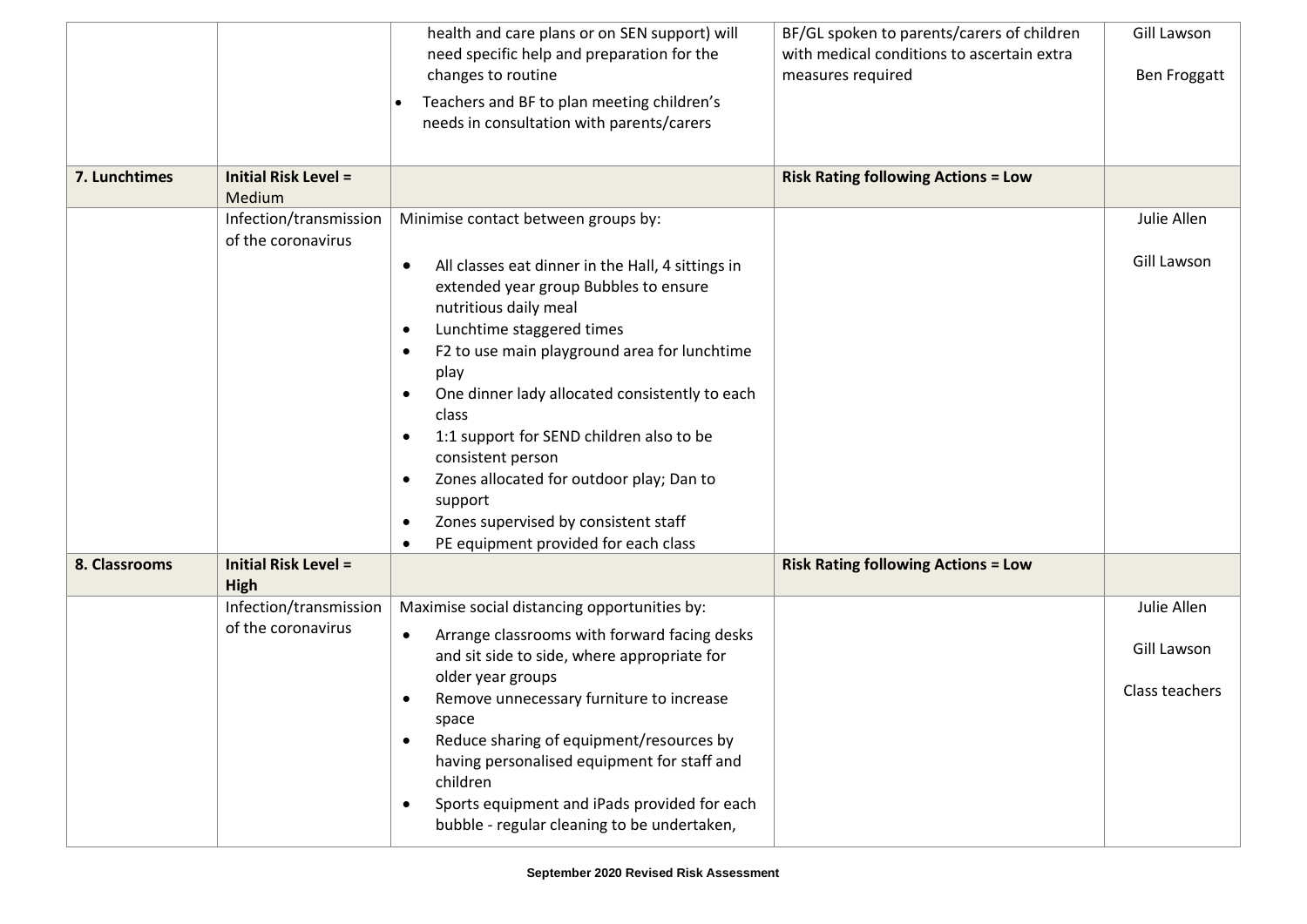| | | | | |
|---|---|---|---|---|
| | | health and care plans or on SEN support) will need specific help and preparation for the changes to routine<br>• Teachers and BF to plan meeting children's needs in consultation with parents/carers | BF/GL spoken to parents/carers of children with medical conditions to ascertain extra measures required | Gill Lawson<br><br>Ben Froggatt |
| **7. Lunchtimes** | **Initial Risk Level =** Medium | | **Risk Rating following Actions = Low** | |
| | Infection/transmission of the coronavirus | Minimise contact between groups by:<br>• All classes eat dinner in the Hall, 4 sittings in extended year group Bubbles to ensure nutritious daily meal<br>• Lunchtime staggered times<br>• F2 to use main playground area for lunchtime play<br>• One dinner lady allocated consistently to each class<br>• 1:1 support for SEND children also to be consistent person<br>• Zones allocated for outdoor play; Dan to support<br>• Zones supervised by consistent staff<br>• PE equipment provided for each class | | Julie Allen<br><br>Gill Lawson |
| **8. Classrooms** | **Initial Risk Level = High** | | **Risk Rating following Actions = Low** | |
| | Infection/transmission of the coronavirus | Maximise social distancing opportunities by:<br>• Arrange classrooms with forward facing desks and sit side to side, where appropriate for older year groups<br>• Remove unnecessary furniture to increase space<br>• Reduce sharing of equipment/resources by having personalised equipment for staff and children<br>• Sports equipment and iPads provided for each bubble - regular cleaning to be undertaken, | | Julie Allen<br><br>Gill Lawson<br><br>Class teachers |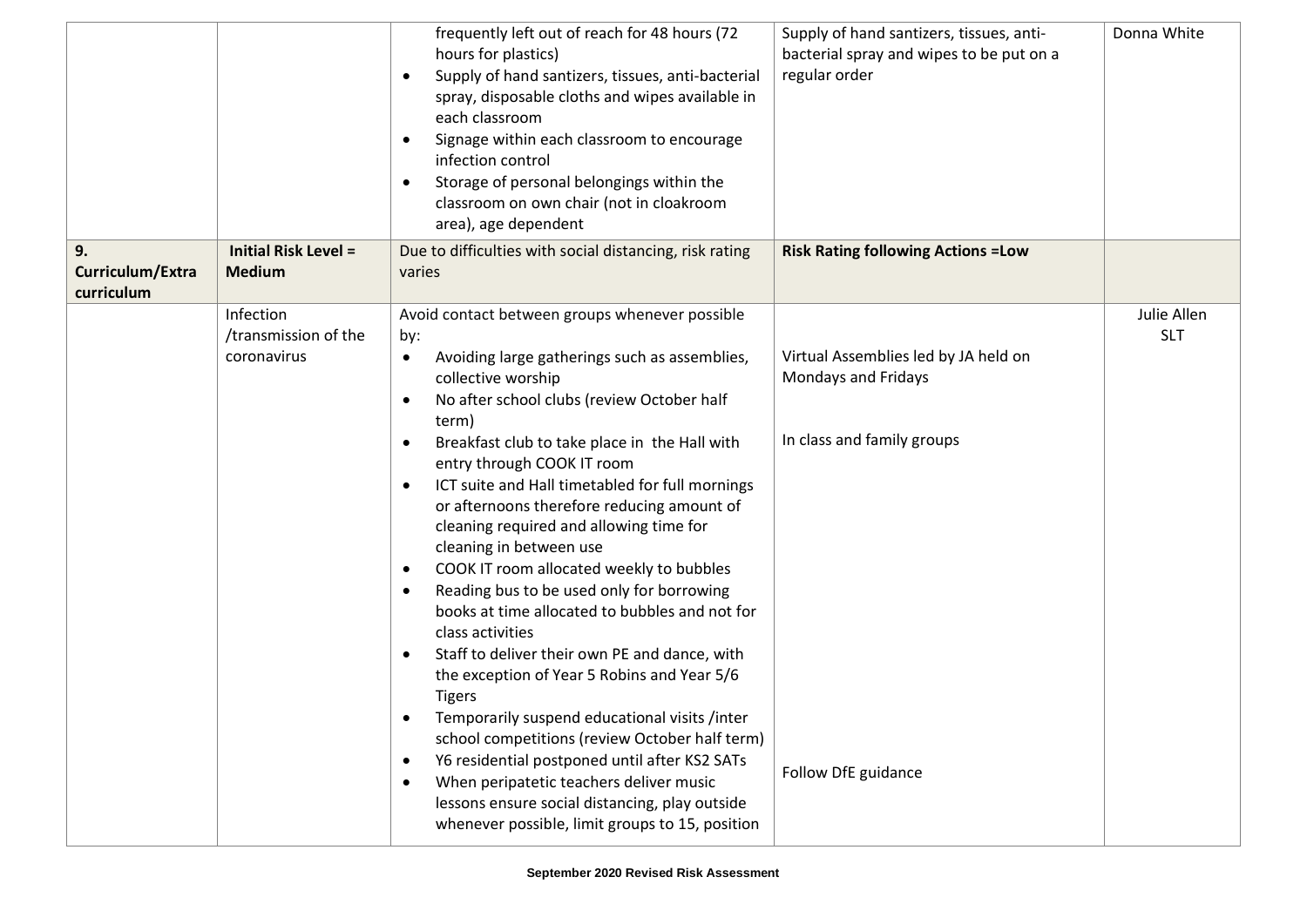| | | | | |
|---|---|---|---|---|
| | | frequently left out of reach for 48 hours (72 hours for plastics)<br>• Supply of hand santizers, tissues, anti-bacterial spray, disposable cloths and wipes available in each classroom<br>• Signage within each classroom to encourage infection control<br>• Storage of personal belongings within the classroom on own chair (not in cloakroom area), age dependent | Supply of hand santizers, tissues, anti-bacterial spray and wipes to be put on a regular order | Donna White |
| **9. Curriculum/Extra curriculum** | **Initial Risk Level = Medium** | Due to difficulties with social distancing, risk rating varies | **Risk Rating following Actions =Low** | |
| | Infection /transmission of the coronavirus | Avoid contact between groups whenever possible by:<br>• Avoiding large gatherings such as assemblies, collective worship<br>• No after school clubs (review October half term)<br>• Breakfast club to take place in the Hall with entry through COOK IT room<br>• ICT suite and Hall timetabled for full mornings or afternoons therefore reducing amount of cleaning required and allowing time for cleaning in between use<br>• COOK IT room allocated weekly to bubbles<br>• Reading bus to be used only for borrowing books at time allocated to bubbles and not for class activities<br>• Staff to deliver their own PE and dance, with the exception of Year 5 Robins and Year 5/6 Tigers<br>• Temporarily suspend educational visits /inter school competitions (review October half term)<br>• Y6 residential postponed until after KS2 SATs<br>• When peripatetic teachers deliver music lessons ensure social distancing, play outside whenever possible, limit groups to 15, position | Virtual Assemblies led by JA held on Mondays and Fridays<br><br>In class and family groups<br><br>Follow DfE guidance | Julie Allen SLT |

September 2020 Revised Risk Assessment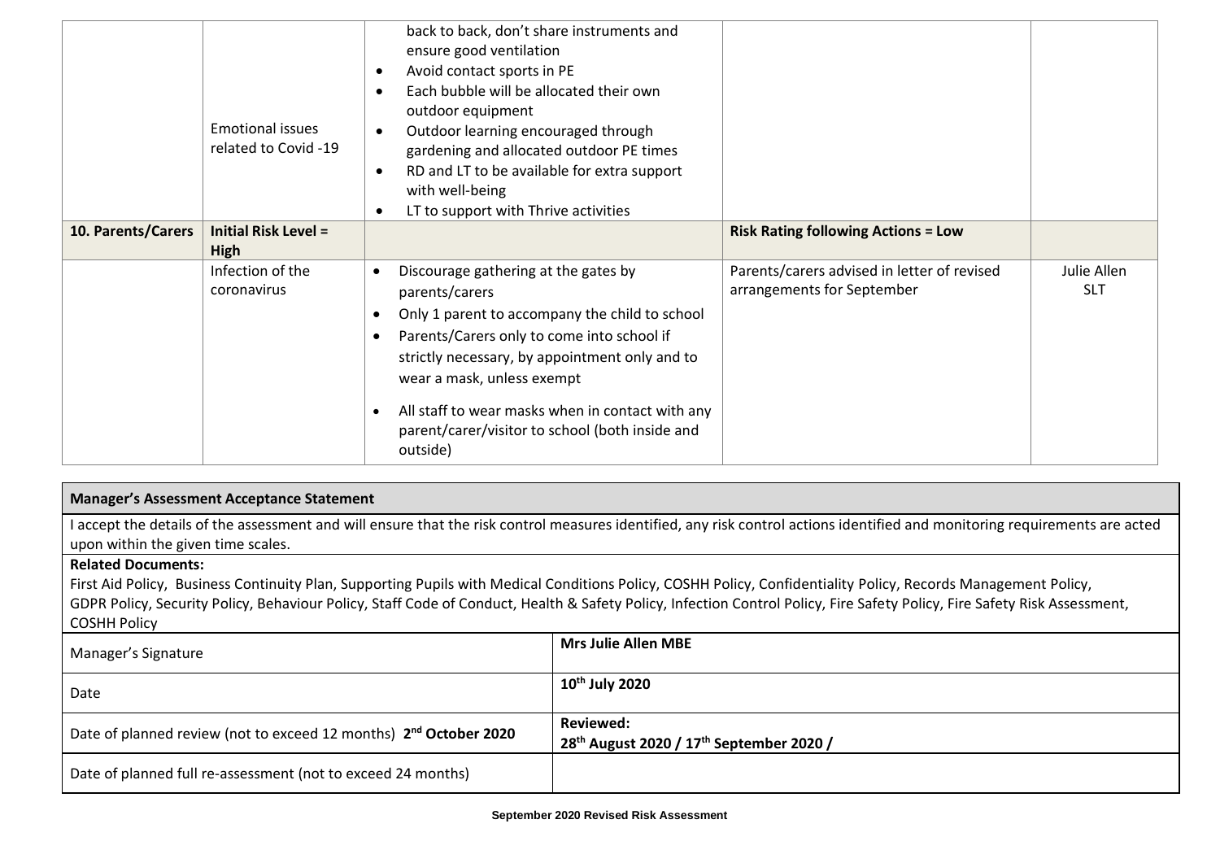| | | | | |
|---|---|---|---|---|
| | Emotional issues related to Covid -19 | back to back, don't share instruments and ensure good ventilation<br>• Avoid contact sports in PE<br>• Each bubble will be allocated their own outdoor equipment<br>• Outdoor learning encouraged through gardening and allocated outdoor PE times<br>• RD and LT to be available for extra support with well-being<br>• LT to support with Thrive activities | | |
| **10. Parents/Carers** | **Initial Risk Level = High** | | **Risk Rating following Actions = Low** | |
| | Infection of the coronavirus | • Discourage gathering at the gates by parents/carers<br>• Only 1 parent to accompany the child to school<br>• Parents/Carers only to come into school if strictly necessary, by appointment only and to wear a mask, unless exempt<br>• All staff to wear masks when in contact with any parent/carer/visitor to school (both inside and outside) | Parents/carers advised in letter of revised arrangements for September | Julie Allen SLT |

**Manager's Assessment Acceptance Statement**

I accept the details of the assessment and will ensure that the risk control measures identified, any risk control actions identified and monitoring requirements are acted upon within the given time scales.

**Related Documents:**
First Aid Policy, Business Continuity Plan, Supporting Pupils with Medical Conditions Policy, COSHH Policy, Confidentiality Policy, Records Management Policy, GDPR Policy, Security Policy, Behaviour Policy, Staff Code of Conduct, Health & Safety Policy, Infection Control Policy, Fire Safety Policy, Fire Safety Risk Assessment, COSHH Policy

| | |
|---|---|
| Manager's Signature | **Mrs Julie Allen MBE** |
| Date | **10th July 2020** |
| Date of planned review (not to exceed 12 months) **2nd October 2020** | **Reviewed:**<br>**28th August 2020 / 17th September 2020 /** |
| Date of planned full re-assessment (not to exceed 24 months) | |